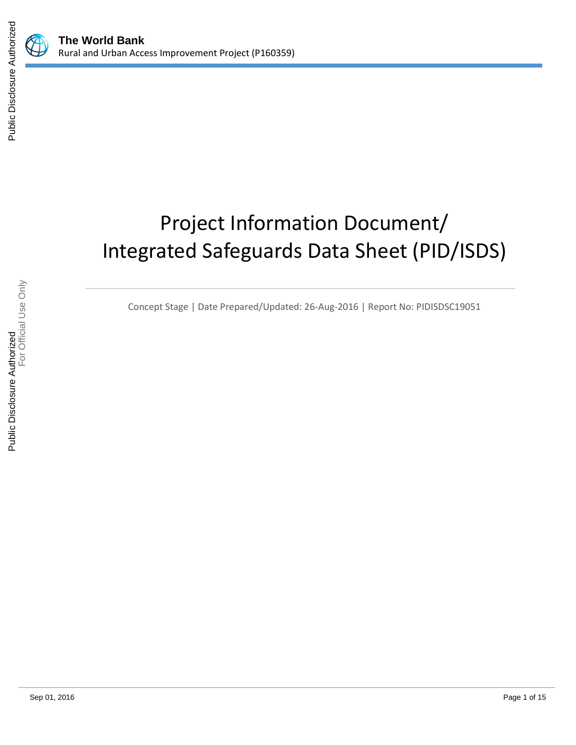# Project Information Document/ Integrated Safeguards Data Sheet (PID/ISDS)

Concept Stage | Date Prepared/Updated: 26-Aug-2016 | Report No: PIDISDSC19051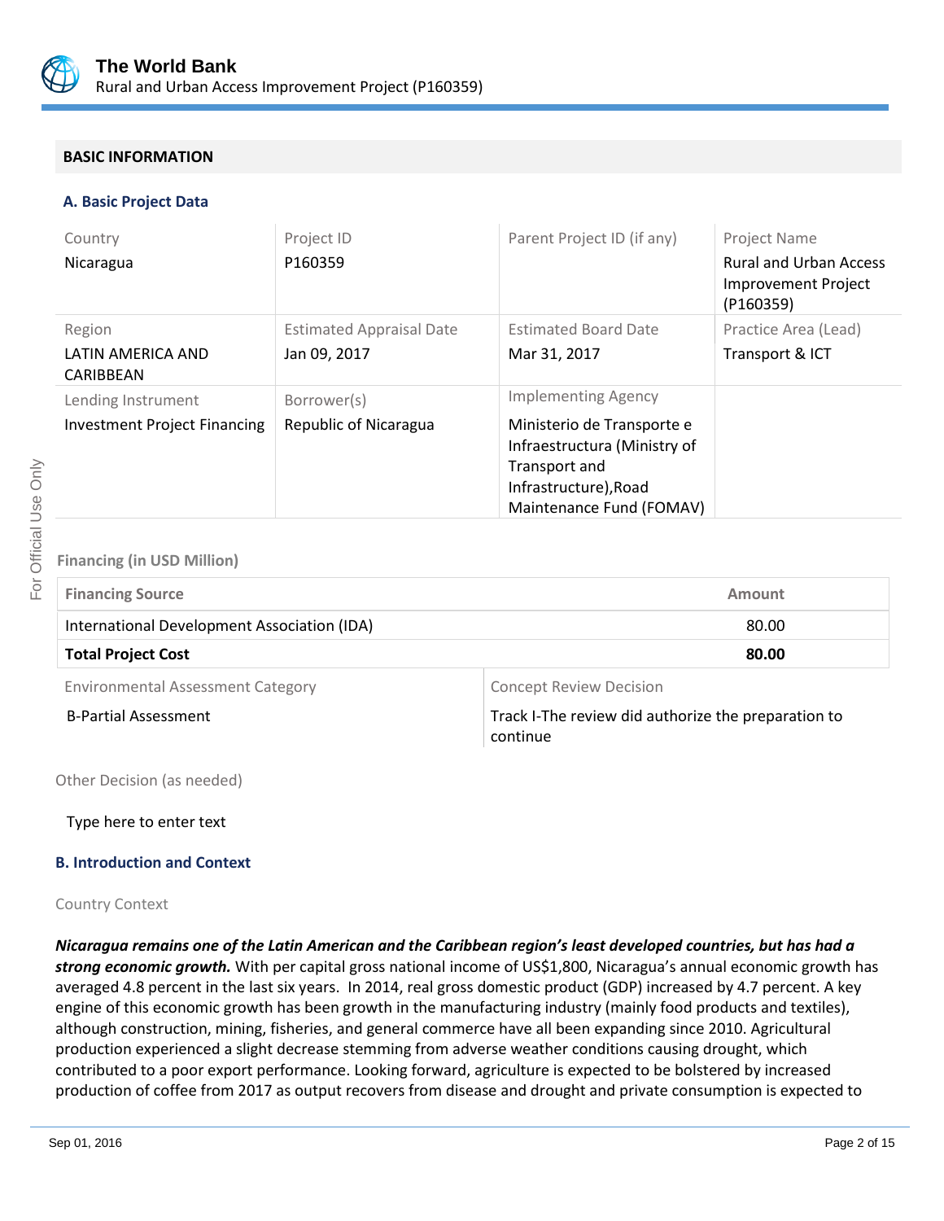## BASIC INFORMATION

### A. Basic Project Data

| Country | Project ID | Parent Project ID (if any) | Project Name |
|---|---|---|---|
| Nicaragua | P160359 | | Rural and Urban Access Improvement Project (P160359) |
| **Region** | **Estimated Appraisal Date** | **Estimated Board Date** | **Practice Area (Lead)** |
| LATIN AMERICA AND CARIBBEAN | Jan 09, 2017 | Mar 31, 2017 | Transport & ICT |
| **Lending Instrument** | **Borrower(s)** | **Implementing Agency** | |
| Investment Project Financing | Republic of Nicaragua | Ministerio de Transporte e Infraestructura (Ministry of Transport and Infrastructure),Road Maintenance Fund (FOMAV) | |

Financing (in USD Million)

| Financing Source | Amount |
|---|---|
| International Development Association (IDA) | 80.00 |
| **Total Project Cost** | **80.00** |

| Environmental Assessment Category | Concept Review Decision |
|---|---|
| B-Partial Assessment | Track I-The review did authorize the preparation to continue |

Other Decision (as needed)

Type here to enter text

### B. Introduction and Context

Country Context

***Nicaragua remains one of the Latin American and the Caribbean region's least developed countries, but has had a strong economic growth.*** With per capital gross national income of US$1,800, Nicaragua's annual economic growth has averaged 4.8 percent in the last six years. In 2014, real gross domestic product (GDP) increased by 4.7 percent. A key engine of this economic growth has been growth in the manufacturing industry (mainly food products and textiles), although construction, mining, fisheries, and general commerce have all been expanding since 2010. Agricultural production experienced a slight decrease stemming from adverse weather conditions causing drought, which contributed to a poor export performance. Looking forward, agriculture is expected to be bolstered by increased production of coffee from 2017 as output recovers from disease and drought and private consumption is expected to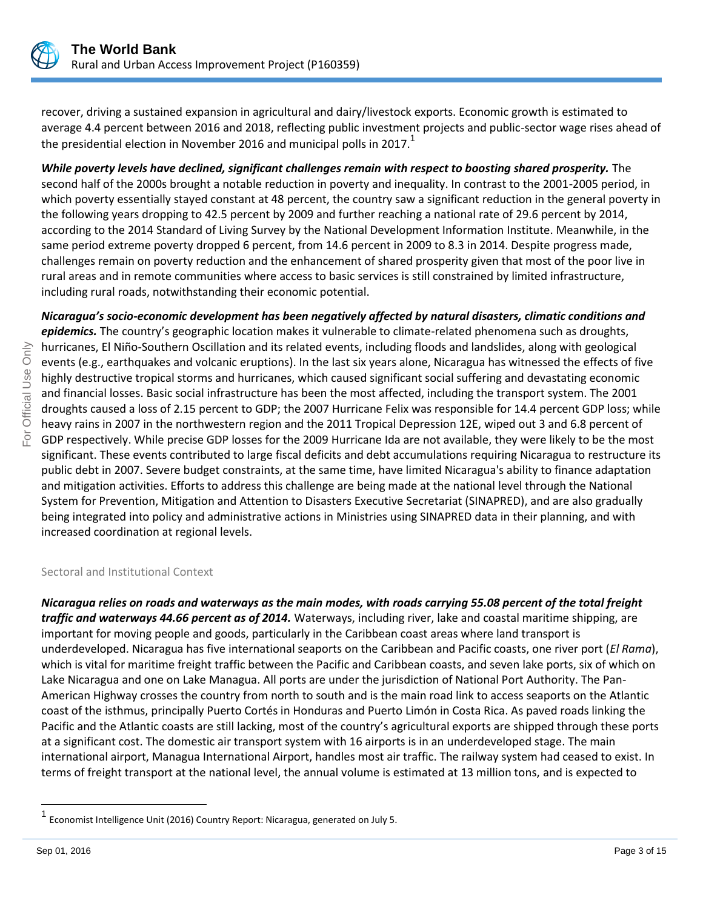recover, driving a sustained expansion in agricultural and dairy/livestock exports. Economic growth is estimated to average 4.4 percent between 2016 and 2018, reflecting public investment projects and public-sector wage rises ahead of the presidential election in November 2016 and municipal polls in 2017.[1]

***While poverty levels have declined, significant challenges remain with respect to boosting shared prosperity.*** The second half of the 2000s brought a notable reduction in poverty and inequality. In contrast to the 2001-2005 period, in which poverty essentially stayed constant at 48 percent, the country saw a significant reduction in the general poverty in the following years dropping to 42.5 percent by 2009 and further reaching a national rate of 29.6 percent by 2014, according to the 2014 Standard of Living Survey by the National Development Information Institute. Meanwhile, in the same period extreme poverty dropped 6 percent, from 14.6 percent in 2009 to 8.3 in 2014. Despite progress made, challenges remain on poverty reduction and the enhancement of shared prosperity given that most of the poor live in rural areas and in remote communities where access to basic services is still constrained by limited infrastructure, including rural roads, notwithstanding their economic potential.

***Nicaragua's socio-economic development has been negatively affected by natural disasters, climatic conditions and epidemics.*** The country's geographic location makes it vulnerable to climate-related phenomena such as droughts, hurricanes, El Niño-Southern Oscillation and its related events, including floods and landslides, along with geological events (e.g., earthquakes and volcanic eruptions). In the last six years alone, Nicaragua has witnessed the effects of five highly destructive tropical storms and hurricanes, which caused significant social suffering and devastating economic and financial losses. Basic social infrastructure has been the most affected, including the transport system. The 2001 droughts caused a loss of 2.15 percent to GDP; the 2007 Hurricane Felix was responsible for 14.4 percent GDP loss; while heavy rains in 2007 in the northwestern region and the 2011 Tropical Depression 12E, wiped out 3 and 6.8 percent of GDP respectively. While precise GDP losses for the 2009 Hurricane Ida are not available, they were likely to be the most significant. These events contributed to large fiscal deficits and debt accumulations requiring Nicaragua to restructure its public debt in 2007. Severe budget constraints, at the same time, have limited Nicaragua's ability to finance adaptation and mitigation activities. Efforts to address this challenge are being made at the national level through the National System for Prevention, Mitigation and Attention to Disasters Executive Secretariat (SINAPRED), and are also gradually being integrated into policy and administrative actions in Ministries using SINAPRED data in their planning, and with increased coordination at regional levels.

## Sectoral and Institutional Context

***Nicaragua relies on roads and waterways as the main modes, with roads carrying 55.08 percent of the total freight traffic and waterways 44.66 percent as of 2014.*** Waterways, including river, lake and coastal maritime shipping, are important for moving people and goods, particularly in the Caribbean coast areas where land transport is underdeveloped. Nicaragua has five international seaports on the Caribbean and Pacific coasts, one river port (*El Rama*), which is vital for maritime freight traffic between the Pacific and Caribbean coasts, and seven lake ports, six of which on Lake Nicaragua and one on Lake Managua. All ports are under the jurisdiction of National Port Authority. The Pan-American Highway crosses the country from north to south and is the main road link to access seaports on the Atlantic coast of the isthmus, principally Puerto Cortés in Honduras and Puerto Limón in Costa Rica. As paved roads linking the Pacific and the Atlantic coasts are still lacking, most of the country's agricultural exports are shipped through these ports at a significant cost. The domestic air transport system with 16 airports is in an underdeveloped stage. The main international airport, Managua International Airport, handles most air traffic. The railway system had ceased to exist. In terms of freight transport at the national level, the annual volume is estimated at 13 million tons, and is expected to

[1] Economist Intelligence Unit (2016) Country Report: Nicaragua, generated on July 5.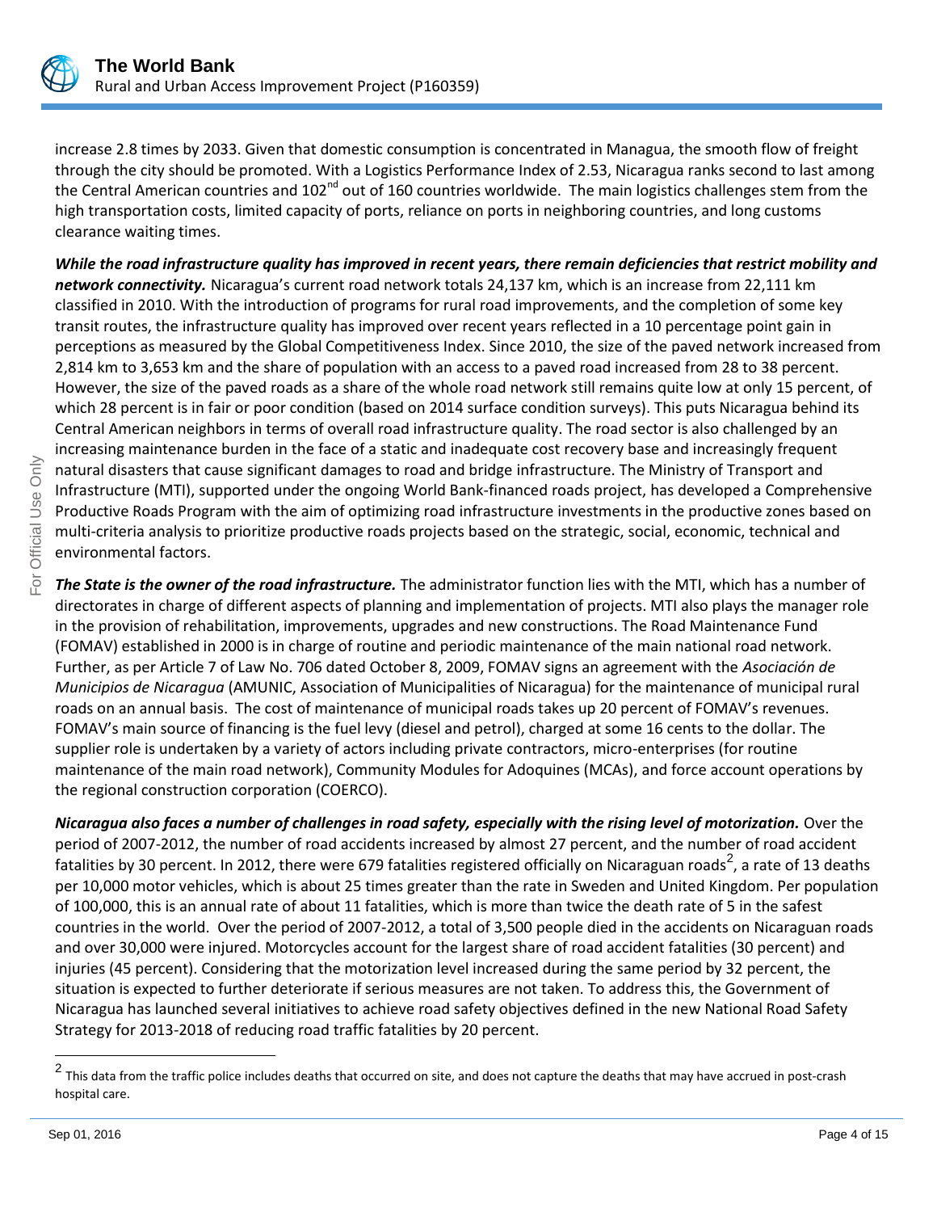increase 2.8 times by 2033. Given that domestic consumption is concentrated in Managua, the smooth flow of freight through the city should be promoted. With a Logistics Performance Index of 2.53, Nicaragua ranks second to last among the Central American countries and 102nd out of 160 countries worldwide. The main logistics challenges stem from the high transportation costs, limited capacity of ports, reliance on ports in neighboring countries, and long customs clearance waiting times.

***While the road infrastructure quality has improved in recent years, there remain deficiencies that restrict mobility and network connectivity.*** Nicaragua's current road network totals 24,137 km, which is an increase from 22,111 km classified in 2010. With the introduction of programs for rural road improvements, and the completion of some key transit routes, the infrastructure quality has improved over recent years reflected in a 10 percentage point gain in perceptions as measured by the Global Competitiveness Index. Since 2010, the size of the paved network increased from 2,814 km to 3,653 km and the share of population with an access to a paved road increased from 28 to 38 percent. However, the size of the paved roads as a share of the whole road network still remains quite low at only 15 percent, of which 28 percent is in fair or poor condition (based on 2014 surface condition surveys). This puts Nicaragua behind its Central American neighbors in terms of overall road infrastructure quality. The road sector is also challenged by an increasing maintenance burden in the face of a static and inadequate cost recovery base and increasingly frequent natural disasters that cause significant damages to road and bridge infrastructure. The Ministry of Transport and Infrastructure (MTI), supported under the ongoing World Bank-financed roads project, has developed a Comprehensive Productive Roads Program with the aim of optimizing road infrastructure investments in the productive zones based on multi-criteria analysis to prioritize productive roads projects based on the strategic, social, economic, technical and environmental factors.

***The State is the owner of the road infrastructure.*** The administrator function lies with the MTI, which has a number of directorates in charge of different aspects of planning and implementation of projects. MTI also plays the manager role in the provision of rehabilitation, improvements, upgrades and new constructions. The Road Maintenance Fund (FOMAV) established in 2000 is in charge of routine and periodic maintenance of the main national road network. Further, as per Article 7 of Law No. 706 dated October 8, 2009, FOMAV signs an agreement with the *Asociación de Municipios de Nicaragua* (AMUNIC, Association of Municipalities of Nicaragua) for the maintenance of municipal rural roads on an annual basis. The cost of maintenance of municipal roads takes up 20 percent of FOMAV's revenues. FOMAV's main source of financing is the fuel levy (diesel and petrol), charged at some 16 cents to the dollar. The supplier role is undertaken by a variety of actors including private contractors, micro-enterprises (for routine maintenance of the main road network), Community Modules for Adoquines (MCAs), and force account operations by the regional construction corporation (COERCO).

***Nicaragua also faces a number of challenges in road safety, especially with the rising level of motorization.*** Over the period of 2007-2012, the number of road accidents increased by almost 27 percent, and the number of road accident fatalities by 30 percent. In 2012, there were 679 fatalities registered officially on Nicaraguan roads[2], a rate of 13 deaths per 10,000 motor vehicles, which is about 25 times greater than the rate in Sweden and United Kingdom. Per population of 100,000, this is an annual rate of about 11 fatalities, which is more than twice the death rate of 5 in the safest countries in the world. Over the period of 2007-2012, a total of 3,500 people died in the accidents on Nicaraguan roads and over 30,000 were injured. Motorcycles account for the largest share of road accident fatalities (30 percent) and injuries (45 percent). Considering that the motorization level increased during the same period by 32 percent, the situation is expected to further deteriorate if serious measures are not taken. To address this, the Government of Nicaragua has launched several initiatives to achieve road safety objectives defined in the new National Road Safety Strategy for 2013-2018 of reducing road traffic fatalities by 20 percent.

[2] This data from the traffic police includes deaths that occurred on site, and does not capture the deaths that may have accrued in post-crash hospital care.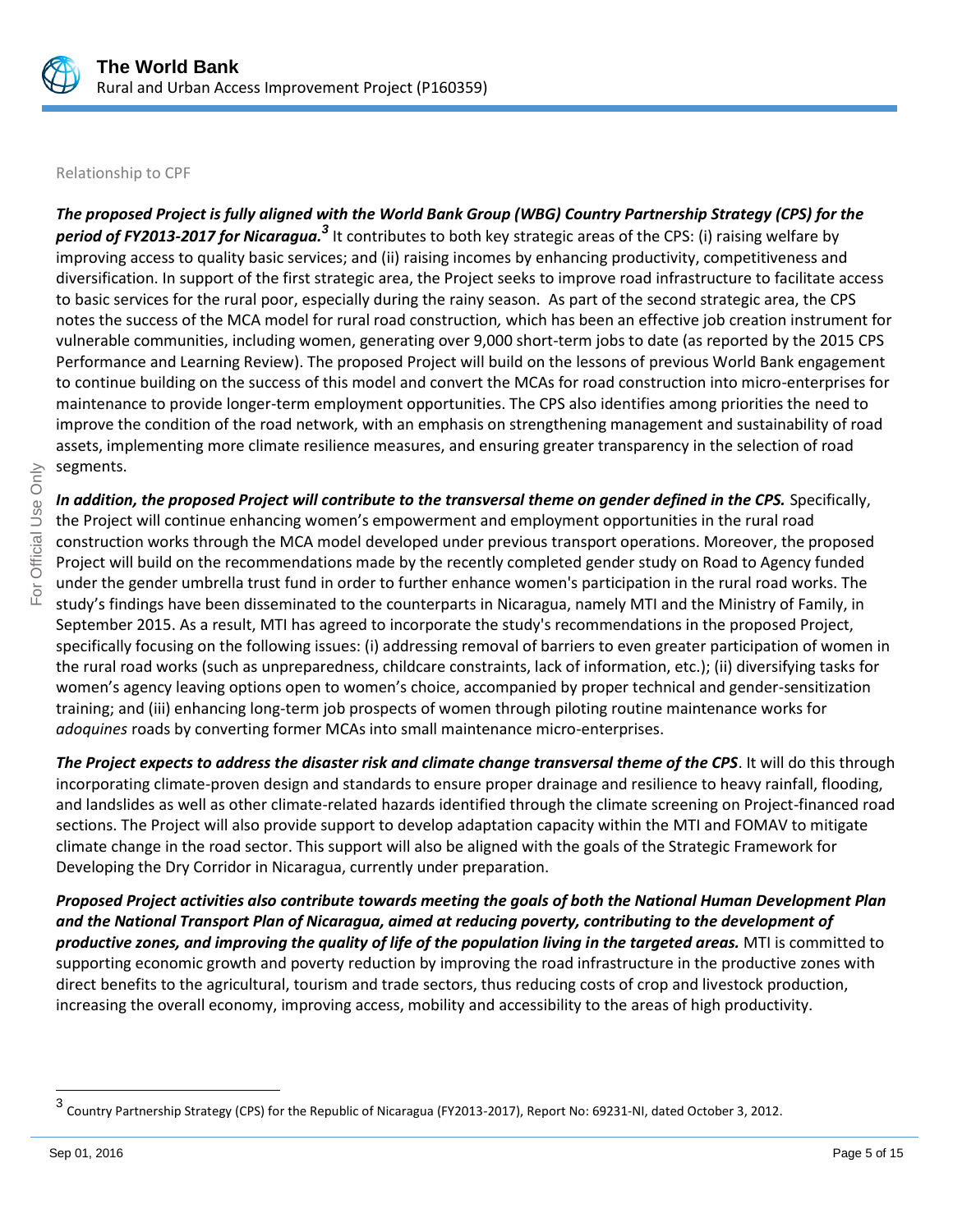Relationship to CPF

***The proposed Project is fully aligned with the World Bank Group (WBG) Country Partnership Strategy (CPS) for the period of FY2013-2017 for Nicaragua.***[3] It contributes to both key strategic areas of the CPS: (i) raising welfare by improving access to quality basic services; and (ii) raising incomes by enhancing productivity, competitiveness and diversification. In support of the first strategic area, the Project seeks to improve road infrastructure to facilitate access to basic services for the rural poor, especially during the rainy season. As part of the second strategic area, the CPS notes the success of the MCA model for rural road construction, which has been an effective job creation instrument for vulnerable communities, including women, generating over 9,000 short-term jobs to date (as reported by the 2015 CPS Performance and Learning Review). The proposed Project will build on the lessons of previous World Bank engagement to continue building on the success of this model and convert the MCAs for road construction into micro-enterprises for maintenance to provide longer-term employment opportunities. The CPS also identifies among priorities the need to improve the condition of the road network, with an emphasis on strengthening management and sustainability of road assets, implementing more climate resilience measures, and ensuring greater transparency in the selection of road segments.

***In addition, the proposed Project will contribute to the transversal theme on gender defined in the CPS.*** Specifically, the Project will continue enhancing women's empowerment and employment opportunities in the rural road construction works through the MCA model developed under previous transport operations. Moreover, the proposed Project will build on the recommendations made by the recently completed gender study on Road to Agency funded under the gender umbrella trust fund in order to further enhance women's participation in the rural road works. The study's findings have been disseminated to the counterparts in Nicaragua, namely MTI and the Ministry of Family, in September 2015. As a result, MTI has agreed to incorporate the study's recommendations in the proposed Project, specifically focusing on the following issues: (i) addressing removal of barriers to even greater participation of women in the rural road works (such as unpreparedness, childcare constraints, lack of information, etc.); (ii) diversifying tasks for women's agency leaving options open to women's choice, accompanied by proper technical and gender-sensitization training; and (iii) enhancing long-term job prospects of women through piloting routine maintenance works for *adoquines* roads by converting former MCAs into small maintenance micro-enterprises.

***The Project expects to address the disaster risk and climate change transversal theme of the CPS***. It will do this through incorporating climate-proven design and standards to ensure proper drainage and resilience to heavy rainfall, flooding, and landslides as well as other climate-related hazards identified through the climate screening on Project-financed road sections. The Project will also provide support to develop adaptation capacity within the MTI and FOMAV to mitigate climate change in the road sector. This support will also be aligned with the goals of the Strategic Framework for Developing the Dry Corridor in Nicaragua, currently under preparation.

***Proposed Project activities also contribute towards meeting the goals of both the National Human Development Plan and the National Transport Plan of Nicaragua, aimed at reducing poverty, contributing to the development of productive zones, and improving the quality of life of the population living in the targeted areas.*** MTI is committed to supporting economic growth and poverty reduction by improving the road infrastructure in the productive zones with direct benefits to the agricultural, tourism and trade sectors, thus reducing costs of crop and livestock production, increasing the overall economy, improving access, mobility and accessibility to the areas of high productivity.

[3] Country Partnership Strategy (CPS) for the Republic of Nicaragua (FY2013-2017), Report No: 69231-NI, dated October 3, 2012.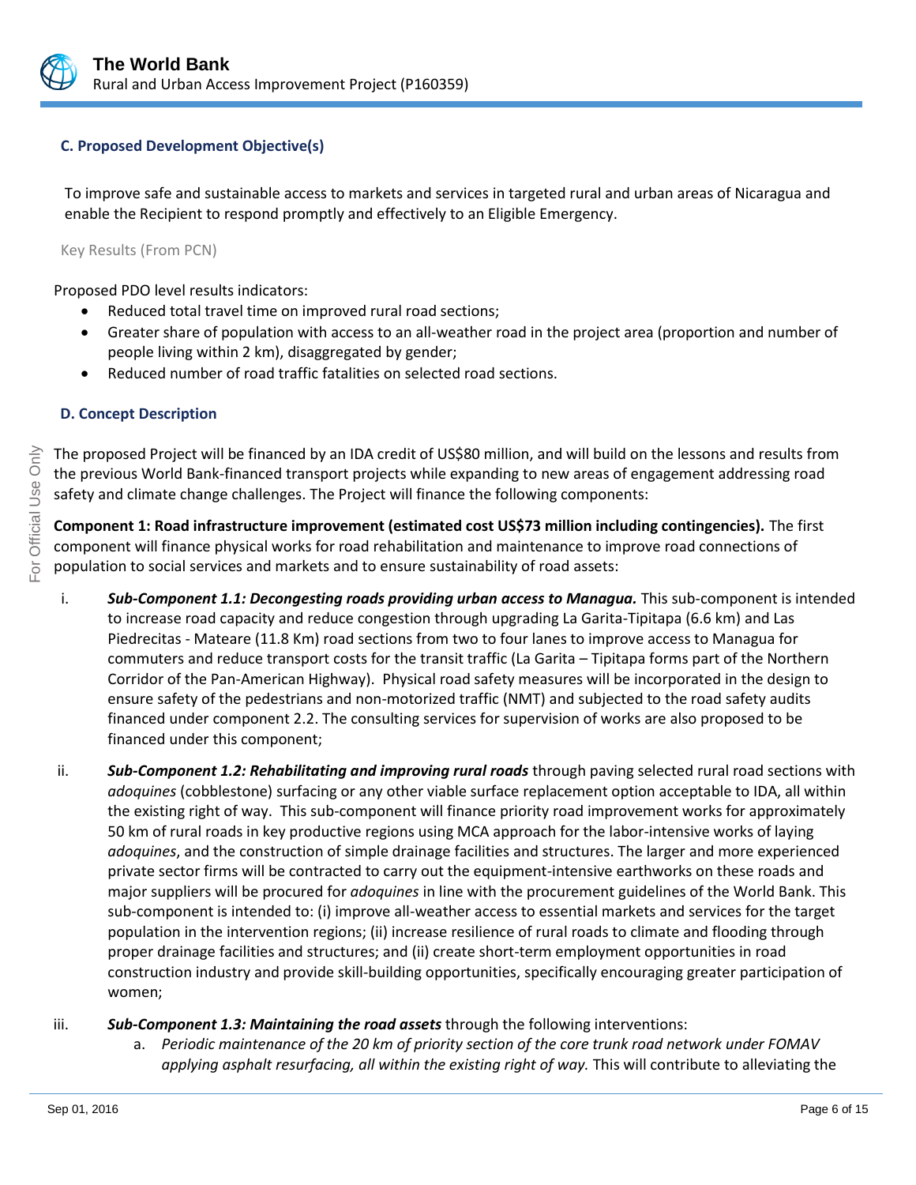### C. Proposed Development Objective(s)

To improve safe and sustainable access to markets and services in targeted rural and urban areas of Nicaragua and enable the Recipient to respond promptly and effectively to an Eligible Emergency.

Key Results (From PCN)

Proposed PDO level results indicators:

- Reduced total travel time on improved rural road sections;
- Greater share of population with access to an all-weather road in the project area (proportion and number of people living within 2 km), disaggregated by gender;
- Reduced number of road traffic fatalities on selected road sections.

### D. Concept Description

The proposed Project will be financed by an IDA credit of US$80 million, and will build on the lessons and results from the previous World Bank-financed transport projects while expanding to new areas of engagement addressing road safety and climate change challenges. The Project will finance the following components:

**Component 1: Road infrastructure improvement (estimated cost US$73 million including contingencies).** The first component will finance physical works for road rehabilitation and maintenance to improve road connections of population to social services and markets and to ensure sustainability of road assets:

i. ***Sub-Component 1.1: Decongesting roads providing urban access to Managua.*** This sub-component is intended to increase road capacity and reduce congestion through upgrading La Garita-Tipitapa (6.6 km) and Las Piedrecitas - Mateare (11.8 Km) road sections from two to four lanes to improve access to Managua for commuters and reduce transport costs for the transit traffic (La Garita – Tipitapa forms part of the Northern Corridor of the Pan-American Highway). Physical road safety measures will be incorporated in the design to ensure safety of the pedestrians and non-motorized traffic (NMT) and subjected to the road safety audits financed under component 2.2. The consulting services for supervision of works are also proposed to be financed under this component;

ii. ***Sub-Component 1.2: Rehabilitating and improving rural roads*** through paving selected rural road sections with *adoquines* (cobblestone) surfacing or any other viable surface replacement option acceptable to IDA, all within the existing right of way. This sub-component will finance priority road improvement works for approximately 50 km of rural roads in key productive regions using MCA approach for the labor-intensive works of laying *adoquines*, and the construction of simple drainage facilities and structures. The larger and more experienced private sector firms will be contracted to carry out the equipment-intensive earthworks on these roads and major suppliers will be procured for *adoquines* in line with the procurement guidelines of the World Bank. This sub-component is intended to: (i) improve all-weather access to essential markets and services for the target population in the intervention regions; (ii) increase resilience of rural roads to climate and flooding through proper drainage facilities and structures; and (ii) create short-term employment opportunities in road construction industry and provide skill-building opportunities, specifically encouraging greater participation of women;

iii. ***Sub-Component 1.3: Maintaining the road assets*** through the following interventions:

   a. *Periodic maintenance of the 20 km of priority section of the core trunk road network under FOMAV applying asphalt resurfacing, all within the existing right of way.* This will contribute to alleviating the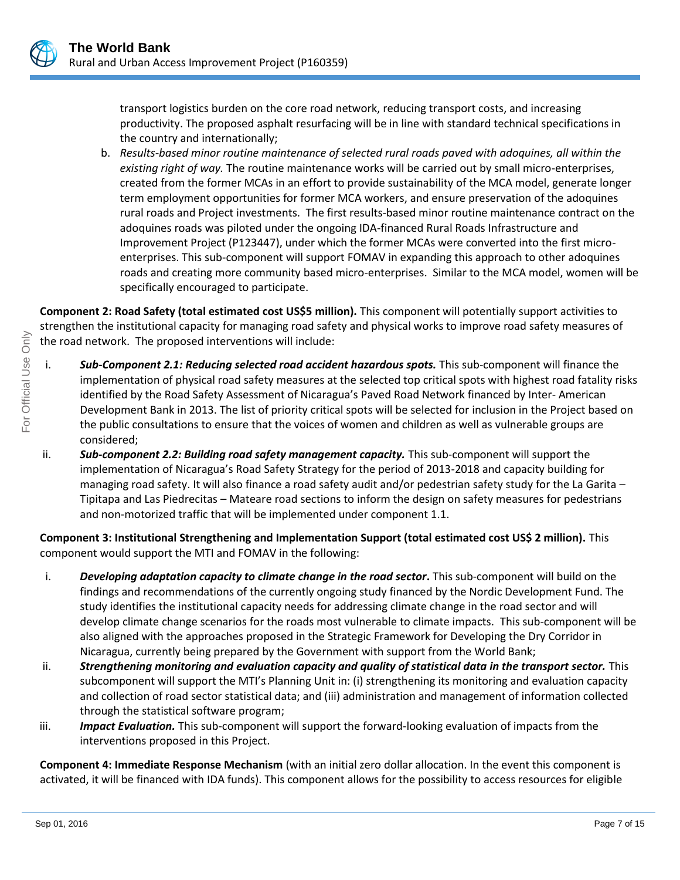transport logistics burden on the core road network, reducing transport costs, and increasing productivity. The proposed asphalt resurfacing will be in line with standard technical specifications in the country and internationally;

b. *Results-based minor routine maintenance of selected rural roads paved with adoquines, all within the existing right of way.* The routine maintenance works will be carried out by small micro-enterprises, created from the former MCAs in an effort to provide sustainability of the MCA model, generate longer term employment opportunities for former MCA workers, and ensure preservation of the adoquines rural roads and Project investments. The first results-based minor routine maintenance contract on the adoquines roads was piloted under the ongoing IDA-financed Rural Roads Infrastructure and Improvement Project (P123447), under which the former MCAs were converted into the first micro-enterprises. This sub-component will support FOMAV in expanding this approach to other adoquines roads and creating more community based micro-enterprises. Similar to the MCA model, women will be specifically encouraged to participate.

**Component 2: Road Safety (total estimated cost US$5 million).** This component will potentially support activities to strengthen the institutional capacity for managing road safety and physical works to improve road safety measures of the road network. The proposed interventions will include:

i. ***Sub-Component 2.1: Reducing selected road accident hazardous spots.*** This sub-component will finance the implementation of physical road safety measures at the selected top critical spots with highest road fatality risks identified by the Road Safety Assessment of Nicaragua's Paved Road Network financed by Inter- American Development Bank in 2013. The list of priority critical spots will be selected for inclusion in the Project based on the public consultations to ensure that the voices of women and children as well as vulnerable groups are considered;

ii. ***Sub-component 2.2: Building road safety management capacity.*** This sub-component will support the implementation of Nicaragua's Road Safety Strategy for the period of 2013-2018 and capacity building for managing road safety. It will also finance a road safety audit and/or pedestrian safety study for the La Garita – Tipitapa and Las Piedrecitas – Mateare road sections to inform the design on safety measures for pedestrians and non-motorized traffic that will be implemented under component 1.1.

**Component 3: Institutional Strengthening and Implementation Support (total estimated cost US$ 2 million).** This component would support the MTI and FOMAV in the following:

i. ***Developing adaptation capacity to climate change in the road sector*.** This sub-component will build on the findings and recommendations of the currently ongoing study financed by the Nordic Development Fund. The study identifies the institutional capacity needs for addressing climate change in the road sector and will develop climate change scenarios for the roads most vulnerable to climate impacts. This sub-component will be also aligned with the approaches proposed in the Strategic Framework for Developing the Dry Corridor in Nicaragua, currently being prepared by the Government with support from the World Bank;

ii. ***Strengthening monitoring and evaluation capacity and quality of statistical data in the transport sector.*** This subcomponent will support the MTI's Planning Unit in: (i) strengthening its monitoring and evaluation capacity and collection of road sector statistical data; and (iii) administration and management of information collected through the statistical software program;

iii. ***Impact Evaluation.*** This sub-component will support the forward-looking evaluation of impacts from the interventions proposed in this Project.

**Component 4: Immediate Response Mechanism** (with an initial zero dollar allocation. In the event this component is activated, it will be financed with IDA funds). This component allows for the possibility to access resources for eligible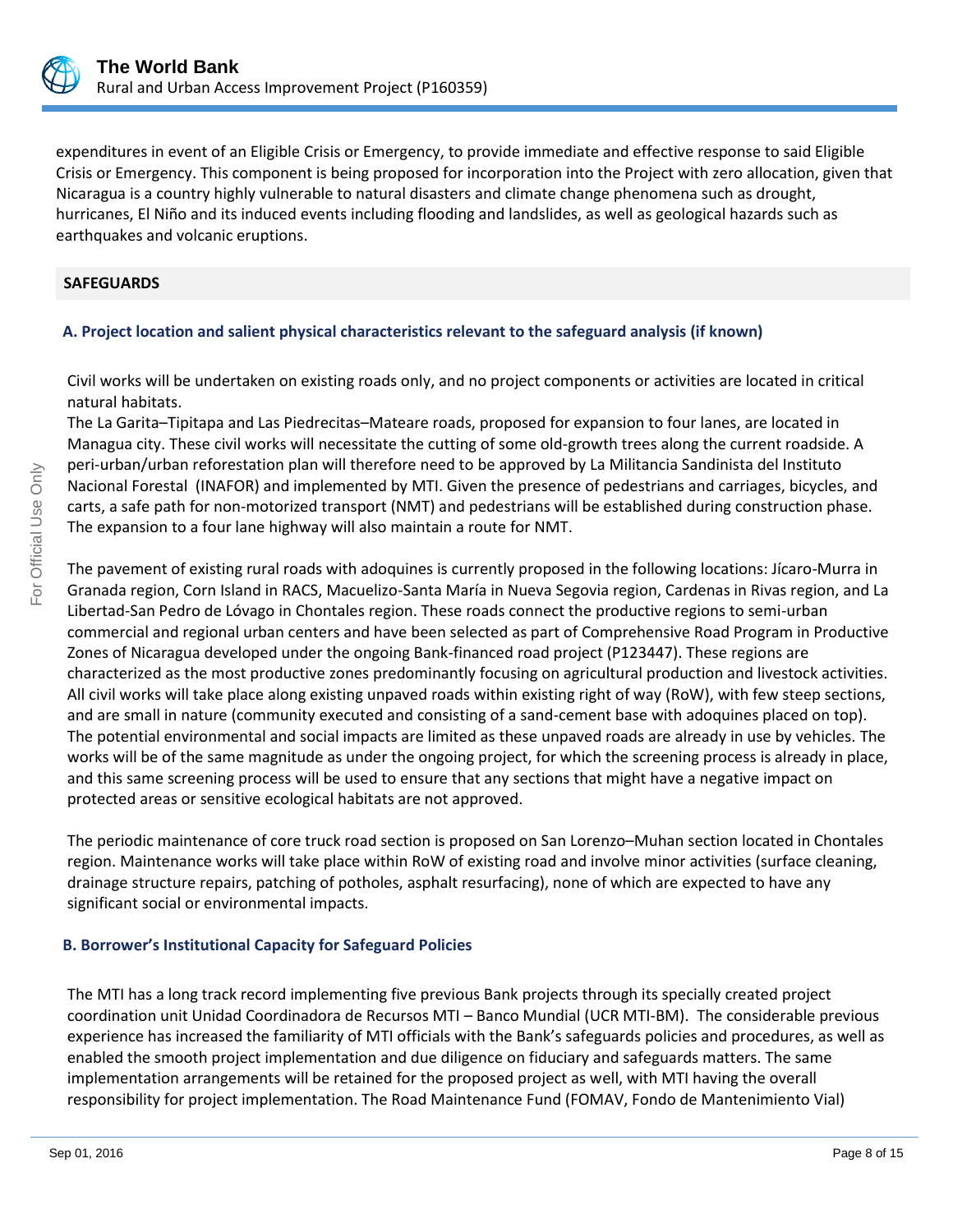expenditures in event of an Eligible Crisis or Emergency, to provide immediate and effective response to said Eligible Crisis or Emergency. This component is being proposed for incorporation into the Project with zero allocation, given that Nicaragua is a country highly vulnerable to natural disasters and climate change phenomena such as drought, hurricanes, El Niño and its induced events including flooding and landslides, as well as geological hazards such as earthquakes and volcanic eruptions.

## SAFEGUARDS

### A. Project location and salient physical characteristics relevant to the safeguard analysis (if known)

Civil works will be undertaken on existing roads only, and no project components or activities are located in critical natural habitats.

The La Garita–Tipitapa and Las Piedrecitas–Mateare roads, proposed for expansion to four lanes, are located in Managua city. These civil works will necessitate the cutting of some old-growth trees along the current roadside. A peri-urban/urban reforestation plan will therefore need to be approved by La Militancia Sandinista del Instituto Nacional Forestal (INAFOR) and implemented by MTI. Given the presence of pedestrians and carriages, bicycles, and carts, a safe path for non-motorized transport (NMT) and pedestrians will be established during construction phase. The expansion to a four lane highway will also maintain a route for NMT.

The pavement of existing rural roads with adoquines is currently proposed in the following locations: Jícaro-Murra in Granada region, Corn Island in RACS, Macuelizo-Santa María in Nueva Segovia region, Cardenas in Rivas region, and La Libertad-San Pedro de Lóvago in Chontales region. These roads connect the productive regions to semi-urban commercial and regional urban centers and have been selected as part of Comprehensive Road Program in Productive Zones of Nicaragua developed under the ongoing Bank-financed road project (P123447). These regions are characterized as the most productive zones predominantly focusing on agricultural production and livestock activities. All civil works will take place along existing unpaved roads within existing right of way (RoW), with few steep sections, and are small in nature (community executed and consisting of a sand-cement base with adoquines placed on top). The potential environmental and social impacts are limited as these unpaved roads are already in use by vehicles. The works will be of the same magnitude as under the ongoing project, for which the screening process is already in place, and this same screening process will be used to ensure that any sections that might have a negative impact on protected areas or sensitive ecological habitats are not approved.

The periodic maintenance of core truck road section is proposed on San Lorenzo–Muhan section located in Chontales region. Maintenance works will take place within RoW of existing road and involve minor activities (surface cleaning, drainage structure repairs, patching of potholes, asphalt resurfacing), none of which are expected to have any significant social or environmental impacts.

### B. Borrower's Institutional Capacity for Safeguard Policies

The MTI has a long track record implementing five previous Bank projects through its specially created project coordination unit Unidad Coordinadora de Recursos MTI – Banco Mundial (UCR MTI-BM). The considerable previous experience has increased the familiarity of MTI officials with the Bank's safeguards policies and procedures, as well as enabled the smooth project implementation and due diligence on fiduciary and safeguards matters. The same implementation arrangements will be retained for the proposed project as well, with MTI having the overall responsibility for project implementation. The Road Maintenance Fund (FOMAV, Fondo de Mantenimiento Vial)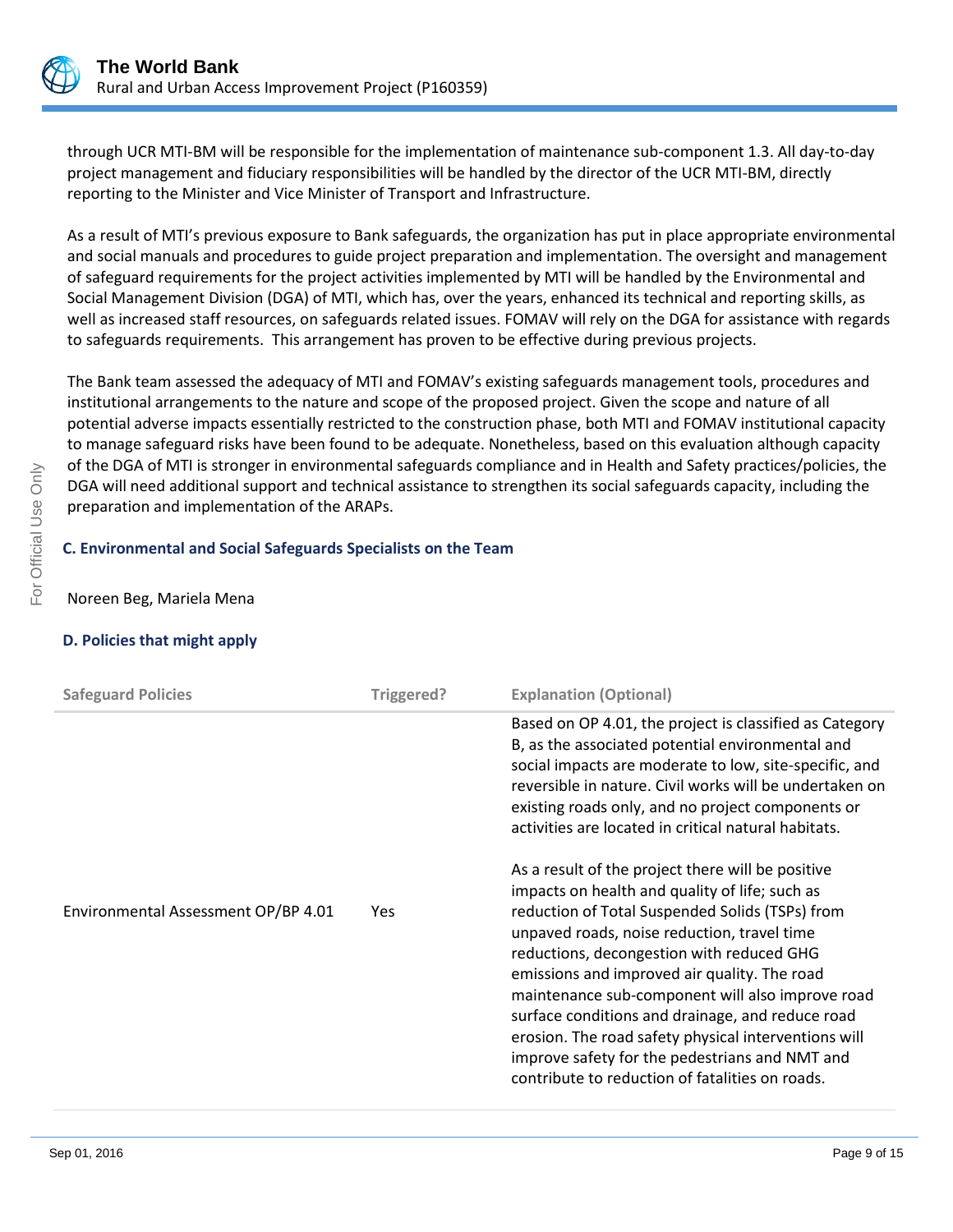through UCR MTI-BM will be responsible for the implementation of maintenance sub-component 1.3. All day-to-day project management and fiduciary responsibilities will be handled by the director of the UCR MTI-BM, directly reporting to the Minister and Vice Minister of Transport and Infrastructure.

As a result of MTI's previous exposure to Bank safeguards, the organization has put in place appropriate environmental and social manuals and procedures to guide project preparation and implementation. The oversight and management of safeguard requirements for the project activities implemented by MTI will be handled by the Environmental and Social Management Division (DGA) of MTI, which has, over the years, enhanced its technical and reporting skills, as well as increased staff resources, on safeguards related issues. FOMAV will rely on the DGA for assistance with regards to safeguards requirements. This arrangement has proven to be effective during previous projects.

The Bank team assessed the adequacy of MTI and FOMAV's existing safeguards management tools, procedures and institutional arrangements to the nature and scope of the proposed project. Given the scope and nature of all potential adverse impacts essentially restricted to the construction phase, both MTI and FOMAV institutional capacity to manage safeguard risks have been found to be adequate. Nonetheless, based on this evaluation although capacity of the DGA of MTI is stronger in environmental safeguards compliance and in Health and Safety practices/policies, the DGA will need additional support and technical assistance to strengthen its social safeguards capacity, including the preparation and implementation of the ARAPs.

### C. Environmental and Social Safeguards Specialists on the Team

Noreen Beg, Mariela Mena

### D. Policies that might apply

| Safeguard Policies | Triggered? | Explanation (Optional) |
|---|---|---|
| Environmental Assessment OP/BP 4.01 | Yes | Based on OP 4.01, the project is classified as Category B, as the associated potential environmental and social impacts are moderate to low, site-specific, and reversible in nature. Civil works will be undertaken on existing roads only, and no project components or activities are located in critical natural habitats.<br><br>As a result of the project there will be positive impacts on health and quality of life; such as reduction of Total Suspended Solids (TSPs) from unpaved roads, noise reduction, travel time reductions, decongestion with reduced GHG emissions and improved air quality. The road maintenance sub-component will also improve road surface conditions and drainage, and reduce road erosion. The road safety physical interventions will improve safety for the pedestrians and NMT and contribute to reduction of fatalities on roads. |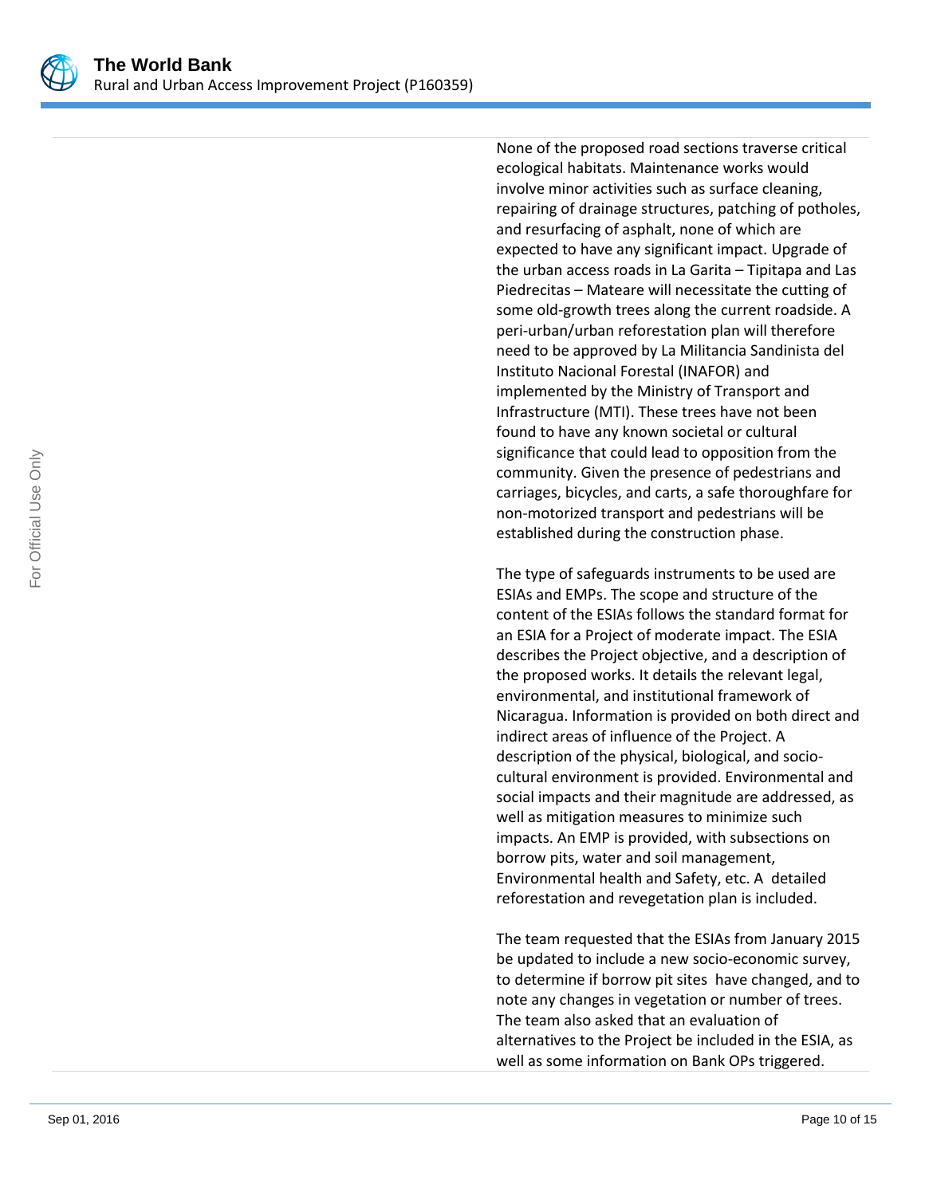None of the proposed road sections traverse critical ecological habitats. Maintenance works would involve minor activities such as surface cleaning, repairing of drainage structures, patching of potholes, and resurfacing of asphalt, none of which are expected to have any significant impact. Upgrade of the urban access roads in La Garita – Tipitapa and Las Piedrecitas – Mateare will necessitate the cutting of some old-growth trees along the current roadside. A peri-urban/urban reforestation plan will therefore need to be approved by La Militancia Sandinista del Instituto Nacional Forestal (INAFOR) and implemented by the Ministry of Transport and Infrastructure (MTI). These trees have not been found to have any known societal or cultural significance that could lead to opposition from the community. Given the presence of pedestrians and carriages, bicycles, and carts, a safe thoroughfare for non-motorized transport and pedestrians will be established during the construction phase.

The type of safeguards instruments to be used are ESIAs and EMPs. The scope and structure of the content of the ESIAs follows the standard format for an ESIA for a Project of moderate impact. The ESIA describes the Project objective, and a description of the proposed works. It details the relevant legal, environmental, and institutional framework of Nicaragua. Information is provided on both direct and indirect areas of influence of the Project. A description of the physical, biological, and socio-cultural environment is provided. Environmental and social impacts and their magnitude are addressed, as well as mitigation measures to minimize such impacts. An EMP is provided, with subsections on borrow pits, water and soil management, Environmental health and Safety, etc. A detailed reforestation and revegetation plan is included.

The team requested that the ESIAs from January 2015 be updated to include a new socio-economic survey, to determine if borrow pit sites have changed, and to note any changes in vegetation or number of trees. The team also asked that an evaluation of alternatives to the Project be included in the ESIA, as well as some information on Bank OPs triggered.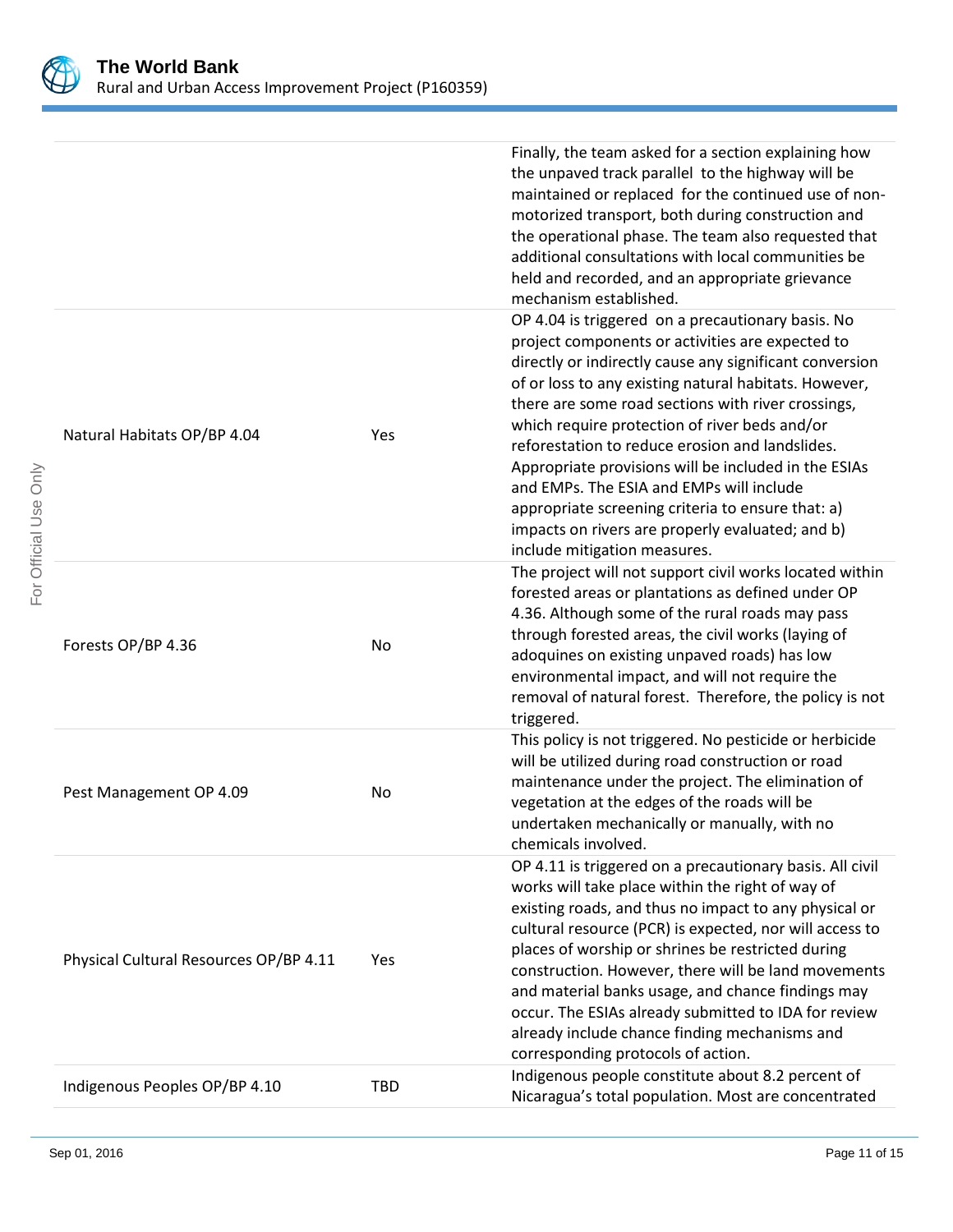| | | |
|---|---|---|
| | | Finally, the team asked for a section explaining how the unpaved track parallel to the highway will be maintained or replaced for the continued use of non-motorized transport, both during construction and the operational phase. The team also requested that additional consultations with local communities be held and recorded, and an appropriate grievance mechanism established. |
| Natural Habitats OP/BP 4.04 | Yes | OP 4.04 is triggered on a precautionary basis. No project components or activities are expected to directly or indirectly cause any significant conversion of or loss to any existing natural habitats. However, there are some road sections with river crossings, which require protection of river beds and/or reforestation to reduce erosion and landslides. Appropriate provisions will be included in the ESIAs and EMPs. The ESIA and EMPs will include appropriate screening criteria to ensure that: a) impacts on rivers are properly evaluated; and b) include mitigation measures. |
| Forests OP/BP 4.36 | No | The project will not support civil works located within forested areas or plantations as defined under OP 4.36. Although some of the rural roads may pass through forested areas, the civil works (laying of adoquines on existing unpaved roads) has low environmental impact, and will not require the removal of natural forest. Therefore, the policy is not triggered. |
| Pest Management OP 4.09 | No | This policy is not triggered. No pesticide or herbicide will be utilized during road construction or road maintenance under the project. The elimination of vegetation at the edges of the roads will be undertaken mechanically or manually, with no chemicals involved. |
| Physical Cultural Resources OP/BP 4.11 | Yes | OP 4.11 is triggered on a precautionary basis. All civil works will take place within the right of way of existing roads, and thus no impact to any physical or cultural resource (PCR) is expected, nor will access to places of worship or shrines be restricted during construction. However, there will be land movements and material banks usage, and chance findings may occur. The ESIAs already submitted to IDA for review already include chance finding mechanisms and corresponding protocols of action. |
| Indigenous Peoples OP/BP 4.10 | TBD | Indigenous people constitute about 8.2 percent of Nicaragua's total population. Most are concentrated |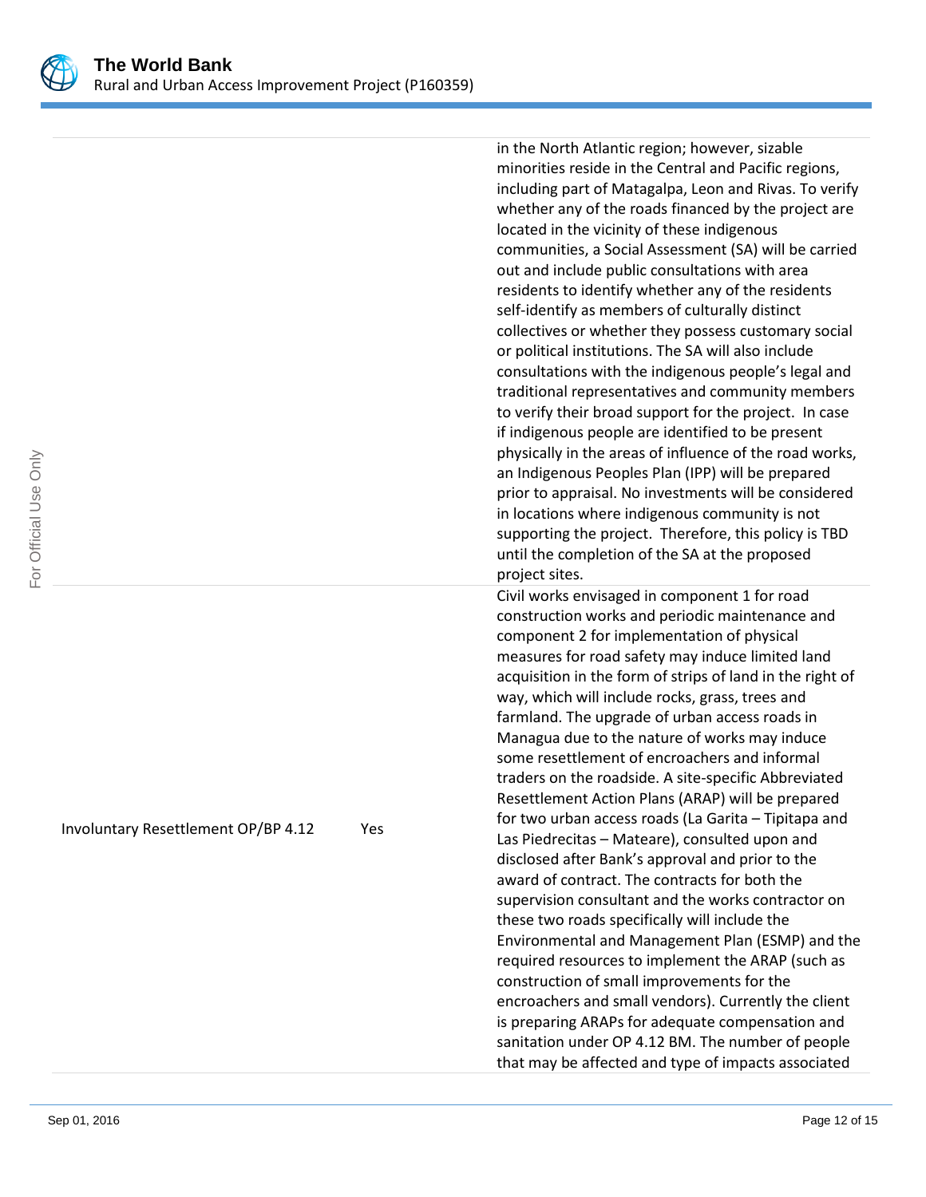| | | |
|---|---|---|
| | | in the North Atlantic region; however, sizable minorities reside in the Central and Pacific regions, including part of Matagalpa, Leon and Rivas. To verify whether any of the roads financed by the project are located in the vicinity of these indigenous communities, a Social Assessment (SA) will be carried out and include public consultations with area residents to identify whether any of the residents self-identify as members of culturally distinct collectives or whether they possess customary social or political institutions. The SA will also include consultations with the indigenous people's legal and traditional representatives and community members to verify their broad support for the project. In case if indigenous people are identified to be present physically in the areas of influence of the road works, an Indigenous Peoples Plan (IPP) will be prepared prior to appraisal. No investments will be considered in locations where indigenous community is not supporting the project. Therefore, this policy is TBD until the completion of the SA at the proposed project sites. |
| Involuntary Resettlement OP/BP 4.12 | Yes | Civil works envisaged in component 1 for road construction works and periodic maintenance and component 2 for implementation of physical measures for road safety may induce limited land acquisition in the form of strips of land in the right of way, which will include rocks, grass, trees and farmland. The upgrade of urban access roads in Managua due to the nature of works may induce some resettlement of encroachers and informal traders on the roadside. A site-specific Abbreviated Resettlement Action Plans (ARAP) will be prepared for two urban access roads (La Garita – Tipitapa and Las Piedrecitas – Mateare), consulted upon and disclosed after Bank's approval and prior to the award of contract. The contracts for both the supervision consultant and the works contractor on these two roads specifically will include the Environmental and Management Plan (ESMP) and the required resources to implement the ARAP (such as construction of small improvements for the encroachers and small vendors). Currently the client is preparing ARAPs for adequate compensation and sanitation under OP 4.12 BM. The number of people that may be affected and type of impacts associated |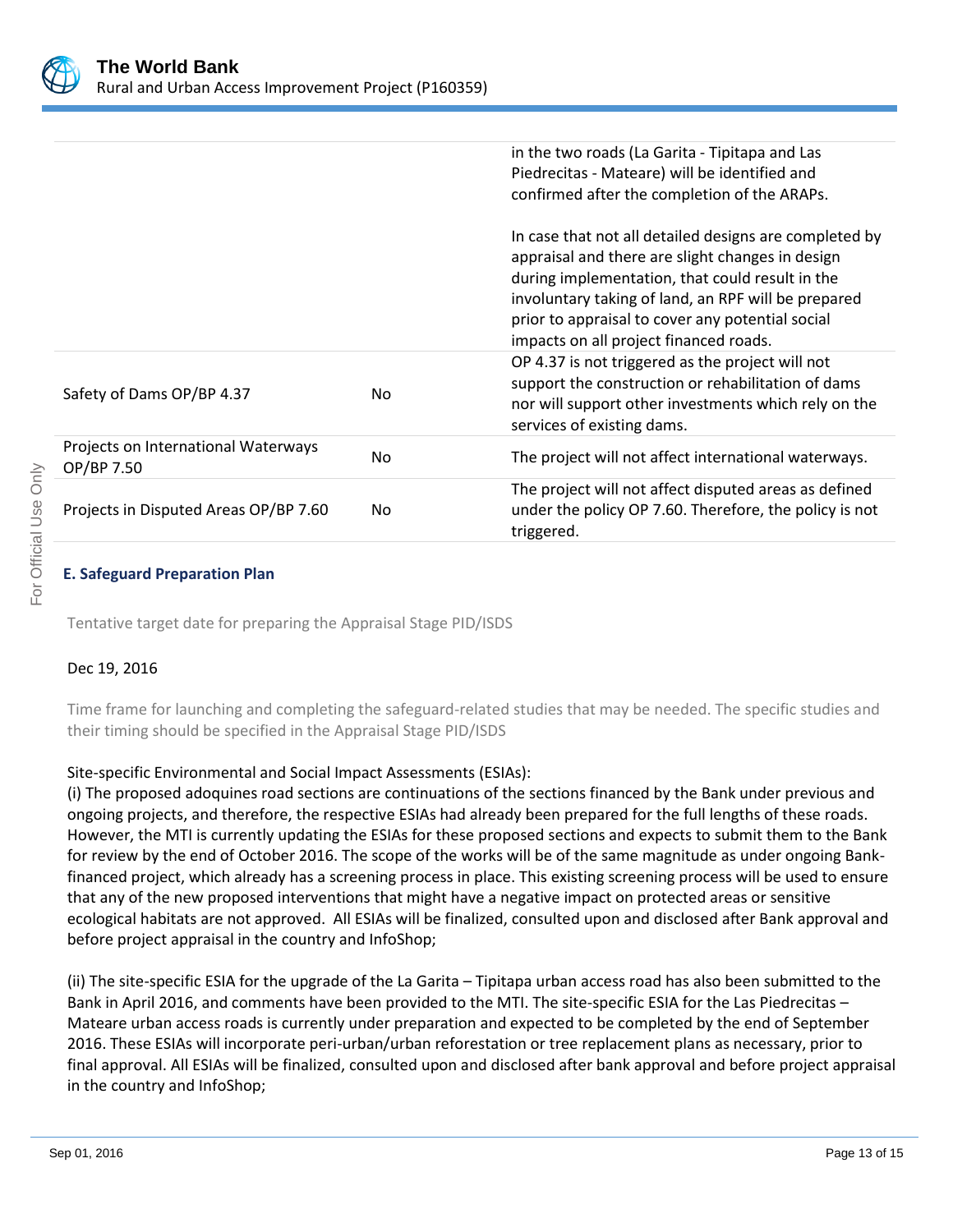| | | |
|---|---|---|
| | | in the two roads (La Garita - Tipitapa and Las Piedrecitas - Mateare) will be identified and confirmed after the completion of the ARAPs.<br><br>In case that not all detailed designs are completed by appraisal and there are slight changes in design during implementation, that could result in the involuntary taking of land, an RPF will be prepared prior to appraisal to cover any potential social impacts on all project financed roads. |
| Safety of Dams OP/BP 4.37 | No | OP 4.37 is not triggered as the project will not support the construction or rehabilitation of dams nor will support other investments which rely on the services of existing dams. |
| Projects on International Waterways OP/BP 7.50 | No | The project will not affect international waterways. |
| Projects in Disputed Areas OP/BP 7.60 | No | The project will not affect disputed areas as defined under the policy OP 7.60. Therefore, the policy is not triggered. |

### E. Safeguard Preparation Plan

Tentative target date for preparing the Appraisal Stage PID/ISDS

Dec 19, 2016

Time frame for launching and completing the safeguard-related studies that may be needed. The specific studies and their timing should be specified in the Appraisal Stage PID/ISDS

Site-specific Environmental and Social Impact Assessments (ESIAs):
(i) The proposed adoquines road sections are continuations of the sections financed by the Bank under previous and ongoing projects, and therefore, the respective ESIAs had already been prepared for the full lengths of these roads. However, the MTI is currently updating the ESIAs for these proposed sections and expects to submit them to the Bank for review by the end of October 2016. The scope of the works will be of the same magnitude as under ongoing Bank-financed project, which already has a screening process in place. This existing screening process will be used to ensure that any of the new proposed interventions that might have a negative impact on protected areas or sensitive ecological habitats are not approved. All ESIAs will be finalized, consulted upon and disclosed after Bank approval and before project appraisal in the country and InfoShop;

(ii) The site-specific ESIA for the upgrade of the La Garita – Tipitapa urban access road has also been submitted to the Bank in April 2016, and comments have been provided to the MTI. The site-specific ESIA for the Las Piedrecitas – Mateare urban access roads is currently under preparation and expected to be completed by the end of September 2016. These ESIAs will incorporate peri-urban/urban reforestation or tree replacement plans as necessary, prior to final approval. All ESIAs will be finalized, consulted upon and disclosed after bank approval and before project appraisal in the country and InfoShop;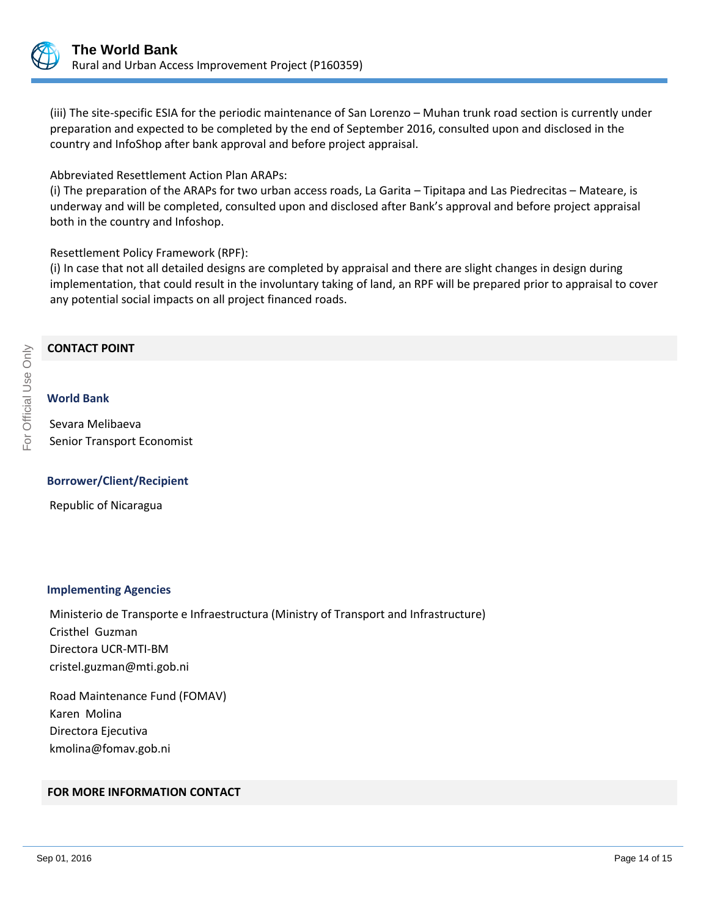(iii) The site-specific ESIA for the periodic maintenance of San Lorenzo – Muhan trunk road section is currently under preparation and expected to be completed by the end of September 2016, consulted upon and disclosed in the country and InfoShop after bank approval and before project appraisal.

Abbreviated Resettlement Action Plan ARAPs:
(i) The preparation of the ARAPs for two urban access roads, La Garita – Tipitapa and Las Piedrecitas – Mateare, is underway and will be completed, consulted upon and disclosed after Bank's approval and before project appraisal both in the country and Infoshop.

Resettlement Policy Framework (RPF):
(i) In case that not all detailed designs are completed by appraisal and there are slight changes in design during implementation, that could result in the involuntary taking of land, an RPF will be prepared prior to appraisal to cover any potential social impacts on all project financed roads.

## CONTACT POINT

### World Bank

Sevara Melibaeva
Senior Transport Economist

### Borrower/Client/Recipient

Republic of Nicaragua

### Implementing Agencies

Ministerio de Transporte e Infraestructura (Ministry of Transport and Infrastructure)
Cristhel Guzman
Directora UCR-MTI-BM
cristel.guzman@mti.gob.ni

Road Maintenance Fund (FOMAV)
Karen Molina
Directora Ejecutiva
kmolina@fomav.gob.ni

## FOR MORE INFORMATION CONTACT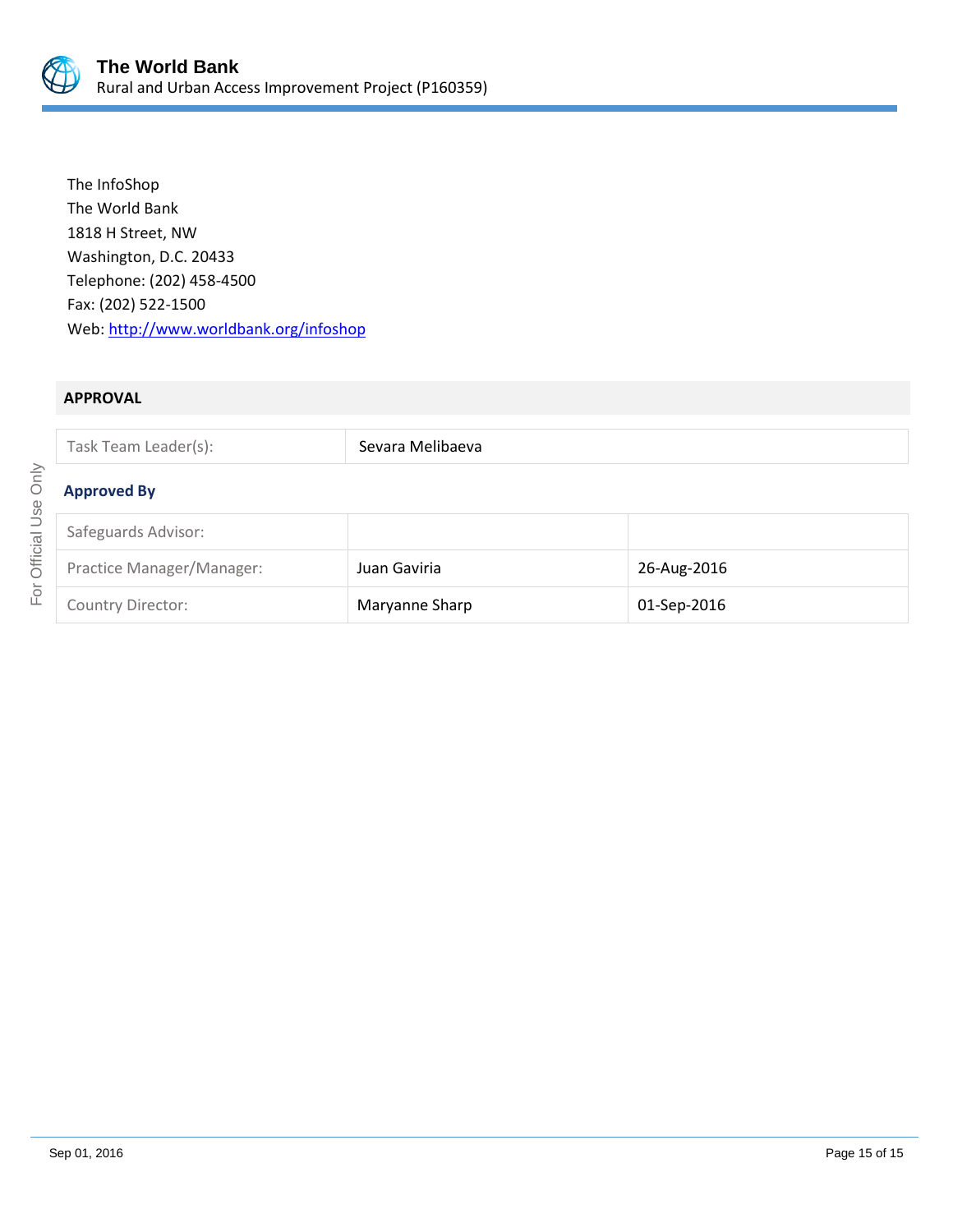The InfoShop
The World Bank
1818 H Street, NW
Washington, D.C. 20433
Telephone: (202) 458-4500
Fax: (202) 522-1500
Web: http://www.worldbank.org/infoshop

## APPROVAL

| | |
|---|---|
| Task Team Leader(s): | Sevara Melibaeva |

### Approved By

| | | |
|---|---|---|
| Safeguards Advisor: | | |
| Practice Manager/Manager: | Juan Gaviria | 26-Aug-2016 |
| Country Director: | Maryanne Sharp | 01-Sep-2016 |